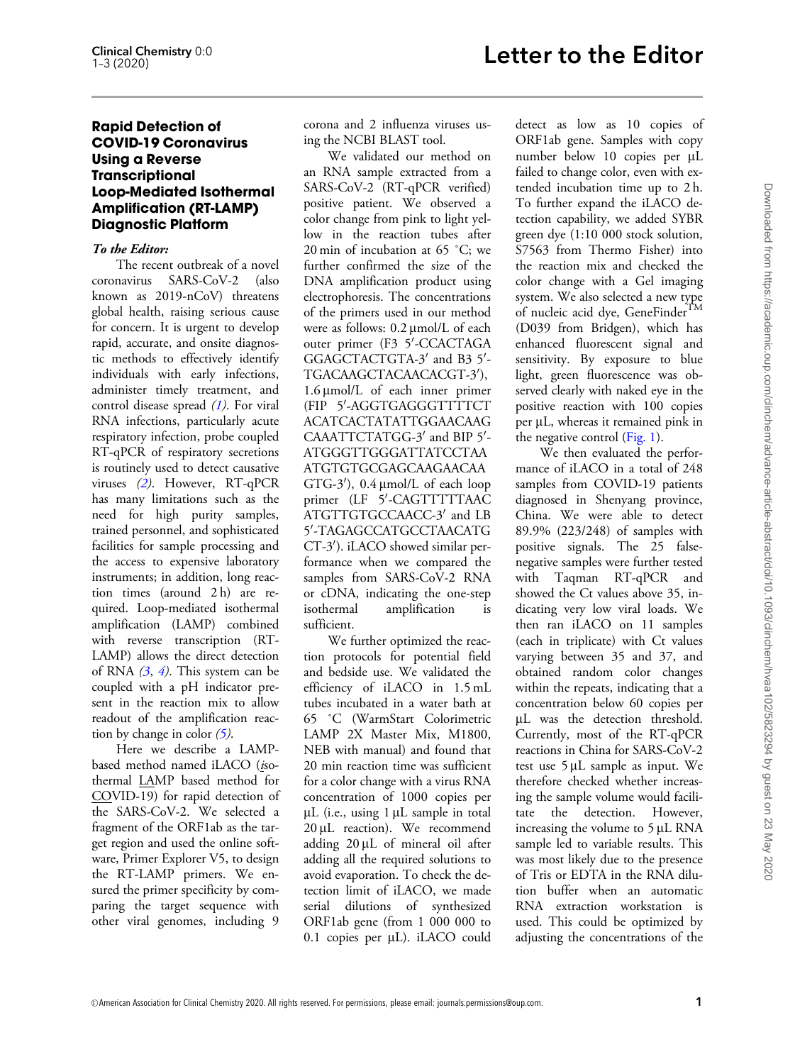# Letter to the Editor

## Rapid Detection of COVID-19 Coronavirus Using a Reverse Transcriptional Loop-Mediated Isothermal Amplification (RT-LAMP) Diagnostic Platform

*To the Editor:*

The recent outbreak of a novel coronavirus SARS-CoV-2 (also known as 2019-nCoV) threatens global health, raising serious cause for concern. It is urgent to develop rapid, accurate, and onsite diagnostic methods to effectively identify individuals with early infections, administer timely treatment, and control disease spread (1). For viral RNA infections, particularly acute respiratory infection, probe coupled RT-qPCR of respiratory secretions is routinely used to detect causative viruses (2). However, RT-qPCR has many limitations such as the need for high purity samples, trained personnel, and sophisticated facilities for sample processing and the access to expensive laboratory instruments; in addition, long reaction times (around 2 h) are required. Loop-mediated isothermal amplification (LAMP) combined with reverse transcription (RT-LAMP) allows the direct detection of RNA (3, 4). This system can be coupled with a pH indicator present in the reaction mix to allow readout of the amplification reaction by change in color (5).

Here we describe a LAMP-based method named iLACO (isothermal LAMP based method for COVID-19) for rapid detection of the SARS-CoV-2. We selected a fragment of the ORF1ab as the target region and used the online software, Primer Explorer V5, to design the RT-LAMP primers. We ensured the primer specificity by comparing the target sequence with other viral genomes, including 9 corona and 2 influenza viruses using the NCBI BLAST tool.

We validated our method on an RNA sample extracted from a SARS-CoV-2 (RT-qPCR verified) positive patient. We observed a color change from pink to light yellow in the reaction tubes after 20 min of incubation at 65 °C; we further confirmed the size of the DNA amplification product using electrophoresis. The concentrations of the primers used in our method were as follows: 0.2 µmol/L of each outer primer (F3 5′-CCACTAGAGGAGCTACTGTA-3′ and B3 5′-TGACAAGCTACAACACGT-3′), 1.6 µmol/L of each inner primer (FIP 5′-AGGTGAGGGTTTTCTACATCACTATATTGGAACAAGCAAATTCTATGG-3′ and BIP 5′-ATGGGTTGGGATTATCCTAAATGTGTGCGAGCAAGAACAAGTG-3′), 0.4 µmol/L of each loop primer (LF 5′-CAGTTTTTAACATGTTGTGCCAACC-3′ and LB 5′-TAGAGCCATGCCTAACATGCT-3′). iLACO showed similar performance when we compared the samples from SARS-CoV-2 RNA or cDNA, indicating the one-step isothermal amplification is sufficient.

We further optimized the reaction protocols for potential field and bedside use. We validated the efficiency of iLACO in 1.5 mL tubes incubated in a water bath at 65 °C (WarmStart Colorimetric LAMP 2X Master Mix, M1800, NEB with manual) and found that 20 min reaction time was sufficient for a color change with a virus RNA concentration of 1000 copies per µL (i.e., using 1 µL sample in total 20 µL reaction). We recommend adding 20 µL of mineral oil after adding all the required solutions to avoid evaporation. To check the detection limit of iLACO, we made serial dilutions of synthesized ORF1ab gene (from 1 000 000 to 0.1 copies per µL). iLACO could detect as low as 10 copies of ORF1ab gene. Samples with copy number below 10 copies per µL failed to change color, even with extended incubation time up to 2 h. To further expand the iLACO detection capability, we added SYBR green dye (1:10 000 stock solution, S7563 from Thermo Fisher) into the reaction mix and checked the color change with a Gel imaging system. We also selected a new type of nucleic acid dye, GeneFinder™ (D039 from Bridgen), which has enhanced fluorescent signal and sensitivity. By exposure to blue light, green fluorescence was observed clearly with naked eye in the positive reaction with 100 copies per µL, whereas it remained pink in the negative control (Fig. 1).

We then evaluated the performance of iLACO in a total of 248 samples from COVID-19 patients diagnosed in Shenyang province, China. We were able to detect 89.9% (223/248) of samples with positive signals. The 25 false-negative samples were further tested with Taqman RT-qPCR and showed the Ct values above 35, indicating very low viral loads. We then ran iLACO on 11 samples (each in triplicate) with Ct values varying between 35 and 37, and obtained random color changes within the repeats, indicating that a concentration below 60 copies per µL was the detection threshold. Currently, most of the RT-qPCR reactions in China for SARS-CoV-2 test use 5 µL sample as input. We therefore checked whether increasing the sample volume would facilitate the detection. However, increasing the volume to 5 µL RNA sample led to variable results. This was most likely due to the presence of Tris or EDTA in the RNA dilution buffer when an automatic RNA extraction workstation is used. This could be optimized by adjusting the concentrations of the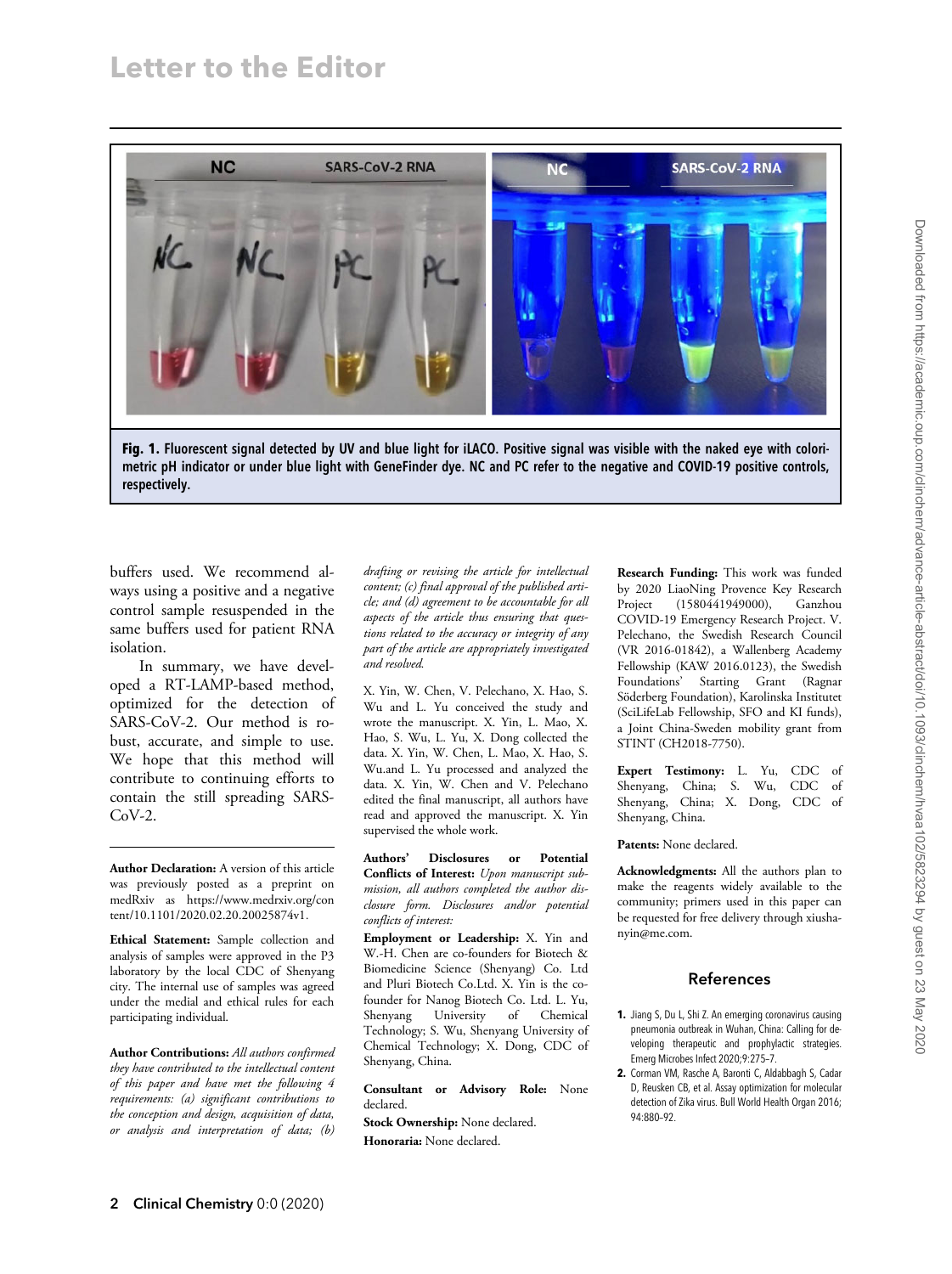Fig. 1. Fluorescent signal detected by UV and blue light for iLACO. Positive signal was visible with the naked eye with colorimetric pH indicator or under blue light with GeneFinder dye. NC and PC refer to the negative and COVID-19 positive controls, respectively.

buffers used. We recommend always using a positive and a negative control sample resuspended in the same buffers used for patient RNA isolation.

In summary, we have developed a RT-LAMP-based method, optimized for the detection of SARS-CoV-2. Our method is robust, accurate, and simple to use. We hope that this method will contribute to continuing efforts to contain the still spreading SARS-CoV-2.

---

**Author Declaration:** A version of this article was previously posted as a preprint on medRxiv as https://www.medrxiv.org/content/10.1101/2020.02.20.20025874v1.

**Ethical Statement:** Sample collection and analysis of samples were approved in the P3 laboratory by the local CDC of Shenyang city. The internal use of samples was agreed under the medial and ethical rules for each participating individual.

**Author Contributions:** *All authors confirmed they have contributed to the intellectual content of this paper and have met the following 4 requirements: (a) significant contributions to the conception and design, acquisition of data, or analysis and interpretation of data; (b) drafting or revising the article for intellectual content; (c) final approval of the published article; and (d) agreement to be accountable for all aspects of the article thus ensuring that questions related to the accuracy or integrity of any part of the article are appropriately investigated and resolved.*

X. Yin, W. Chen, V. Pelechano, X. Hao, S. Wu and L. Yu conceived the study and wrote the manuscript. X. Yin, L. Mao, X. Hao, S. Wu, L. Yu, X. Dong collected the data. X. Yin, W. Chen, L. Mao, X. Hao, S. Wu.and L. Yu processed and analyzed the data. X. Yin, W. Chen and V. Pelechano edited the final manuscript, all authors have read and approved the manuscript. X. Yin supervised the whole work.

**Authors' Disclosures or Potential Conflicts of Interest:** *Upon manuscript submission, all authors completed the author disclosure form. Disclosures and/or potential conflicts of interest:*

**Employment or Leadership:** X. Yin and W.-H. Chen are co-founders for Biotech & Biomedicine Science (Shenyang) Co. Ltd and Pluri Biotech Co.Ltd. X. Yin is the co-founder for Nanog Biotech Co. Ltd. L. Yu, Shenyang University of Chemical Technology; S. Wu, Shenyang University of Chemical Technology; X. Dong, CDC of Shenyang, China.

**Consultant or Advisory Role:** None declared.

**Stock Ownership:** None declared.

**Honoraria:** None declared.

**Research Funding:** This work was funded by 2020 LiaoNing Provence Key Research Project (1580441949000), Ganzhou COVID-19 Emergency Research Project. V. Pelechano, the Swedish Research Council (VR 2016-01842), a Wallenberg Academy Fellowship (KAW 2016.0123), the Swedish Foundations' Starting Grant (Ragnar Söderberg Foundation), Karolinska Institutet (SciLifeLab Fellowship, SFO and KI funds), a Joint China-Sweden mobility grant from STINT (CH2018-7750).

**Expert Testimony:** L. Yu, CDC of Shenyang, China; S. Wu, CDC of Shenyang, China; X. Dong, CDC of Shenyang, China.

**Patents:** None declared.

**Acknowledgments:** All the authors plan to make the reagents widely available to the community; primers used in this paper can be requested for free delivery through xiushanyin@me.com.

## References

1. Jiang S, Du L, Shi Z. An emerging coronavirus causing pneumonia outbreak in Wuhan, China: Calling for developing therapeutic and prophylactic strategies. Emerg Microbes Infect 2020;9:275–7.
2. Corman VM, Rasche A, Baronti C, Aldabbagh S, Cadar D, Reusken CB, et al. Assay optimization for molecular detection of Zika virus. Bull World Health Organ 2016; 94:880–92.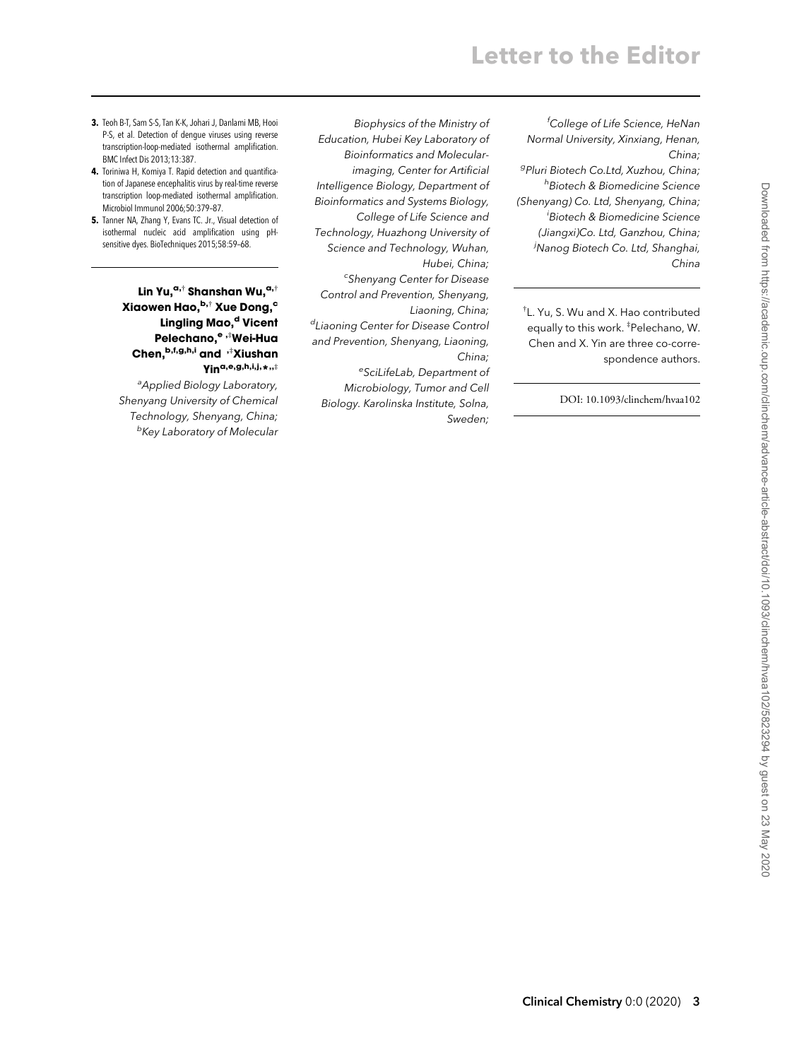3. Teoh B-T, Sam S-S, Tan K-K, Johari J, Danlami MB, Hooi P-S, et al. Detection of dengue viruses using reverse transcription-loop-mediated isothermal amplification. BMC Infect Dis 2013;13:387.
4. Toriniwa H, Komiya T. Rapid detection and quantification of Japanese encephalitis virus by real-time reverse transcription loop-mediated isothermal amplification. Microbiol Immunol 2006;50:379–87.
5. Tanner NA, Zhang Y, Evans TC. Jr., Visual detection of isothermal nucleic acid amplification using pH-sensitive dyes. BioTechniques 2015;58:59–68.

---

**Lin Yu,[a,†] Shanshan Wu,[a,†] Xiaowen Hao,[b,†] Xue Dong,[c] Lingling Mao,[d] Vicent Pelechano,[e,‡] Wei-Hua Chen,[b,f,g,h,i] and [‡] Xiushan Yin[a,e,g,h,i,j,*,‡]**

[a]*Applied Biology Laboratory, Shenyang University of Chemical Technology, Shenyang, China;*
[b]*Key Laboratory of Molecular Biophysics of the Ministry of Education, Hubei Key Laboratory of Bioinformatics and Molecular-imaging, Center for Artificial Intelligence Biology, Department of Bioinformatics and Systems Biology, College of Life Science and Technology, Huazhong University of Science and Technology, Wuhan, Hubei, China;*
[c]*Shenyang Center for Disease Control and Prevention, Shenyang, Liaoning, China;*
[d]*Liaoning Center for Disease Control and Prevention, Shenyang, Liaoning, China;*
[e]*SciLifeLab, Department of Microbiology, Tumor and Cell Biology. Karolinska Institute, Solna, Sweden;*
[f]*College of Life Science, HeNan Normal University, Xinxiang, Henan, China;*
[g]*Pluri Biotech Co.Ltd, Xuzhou, China;*
[h]*Biotech & Biomedicine Science (Shenyang) Co. Ltd, Shenyang, China;*
[i]*Biotech & Biomedicine Science (Jiangxi)Co. Ltd, Ganzhou, China;*
[j]*Nanog Biotech Co. Ltd, Shanghai, China*

---

[†]L. Yu, S. Wu and X. Hao contributed equally to this work. [‡]Pelechano, W. Chen and X. Yin are three co-correspondence authors.

---

DOI: 10.1093/clinchem/hvaa102